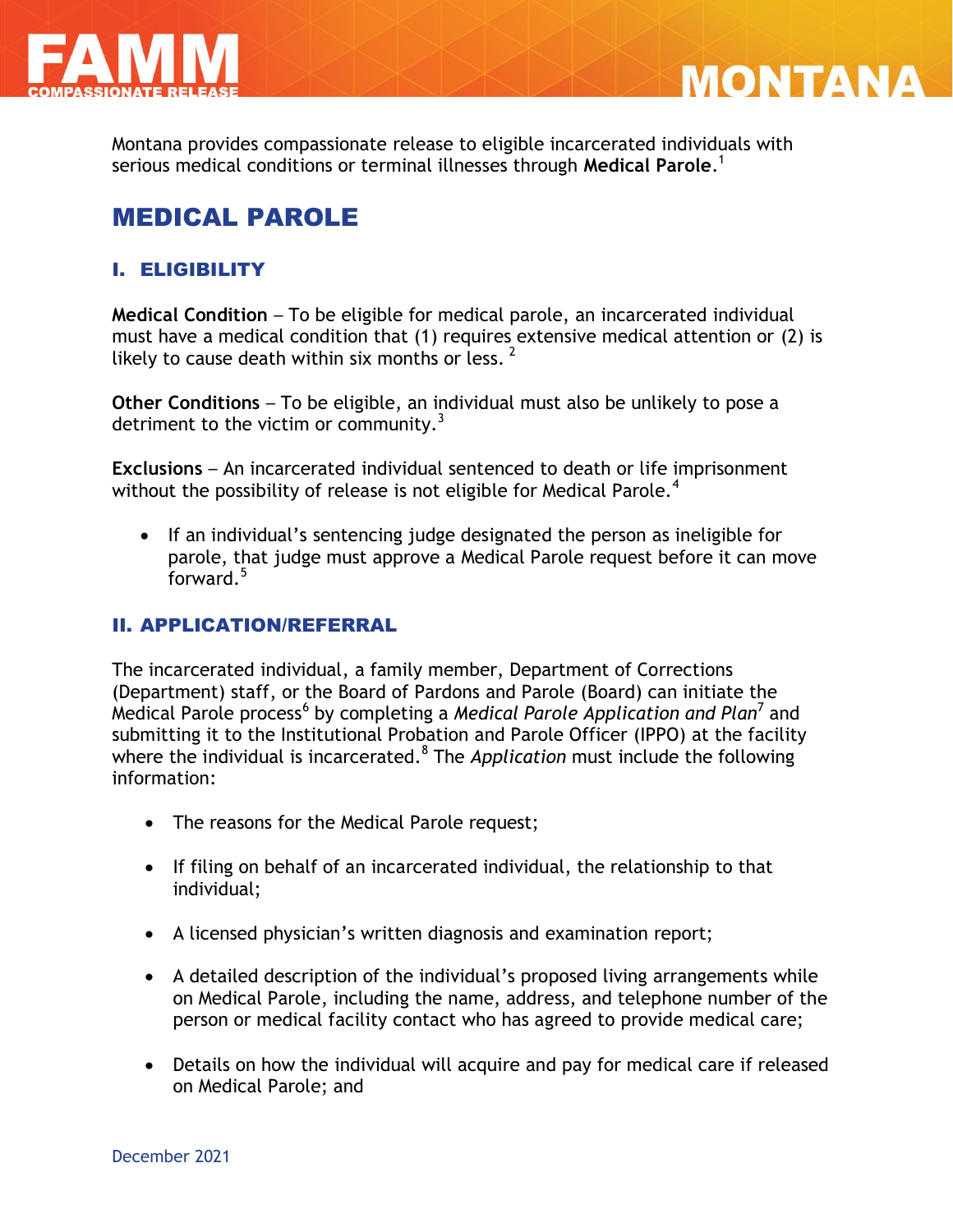Montana provides compassionate release to eligible incarcerated individuals with serious medical conditions or terminal illnesses through **Medical Parole**.[1]

# MEDICAL PAROLE

## I. ELIGIBILITY

**Medical Condition** – To be eligible for medical parole, an incarcerated individual must have a medical condition that (1) requires extensive medical attention or (2) is likely to cause death within six months or less. [2]

**Other Conditions** – To be eligible, an individual must also be unlikely to pose a detriment to the victim or community.[3]

**Exclusions** – An incarcerated individual sentenced to death or life imprisonment without the possibility of release is not eligible for Medical Parole.[4]

- If an individual's sentencing judge designated the person as ineligible for parole, that judge must approve a Medical Parole request before it can move forward.[5]

## II. APPLICATION/REFERRAL

The incarcerated individual, a family member, Department of Corrections (Department) staff, or the Board of Pardons and Parole (Board) can initiate the Medical Parole process[6] by completing a *Medical Parole Application and Plan*[7] and submitting it to the Institutional Probation and Parole Officer (IPPO) at the facility where the individual is incarcerated.[8] The *Application* must include the following information:

- The reasons for the Medical Parole request;
- If filing on behalf of an incarcerated individual, the relationship to that individual;
- A licensed physician's written diagnosis and examination report;
- A detailed description of the individual's proposed living arrangements while on Medical Parole, including the name, address, and telephone number of the person or medical facility contact who has agreed to provide medical care;
- Details on how the individual will acquire and pay for medical care if released on Medical Parole; and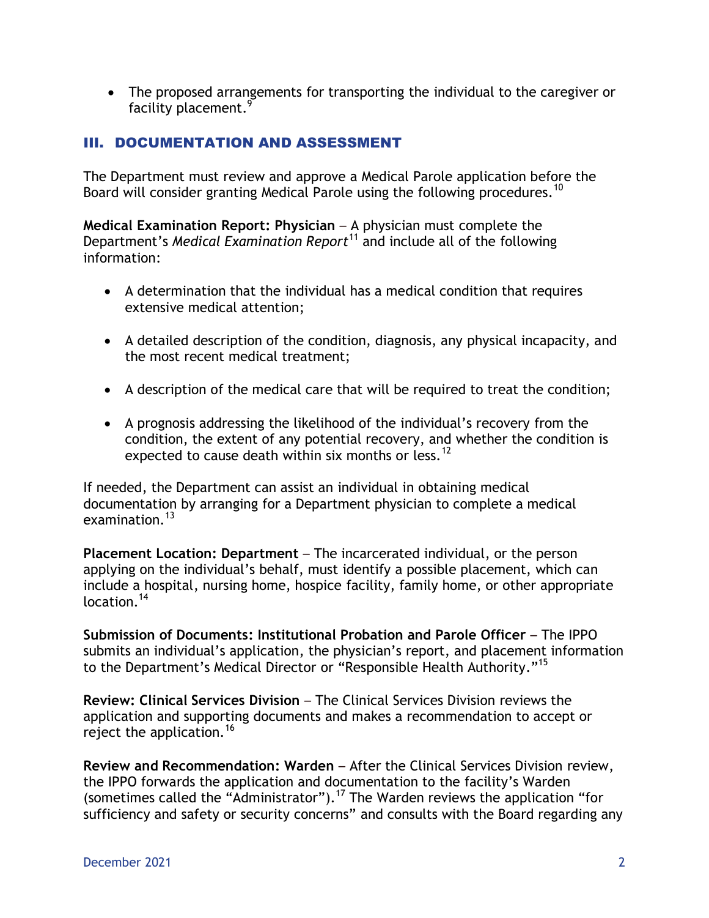- The proposed arrangements for transporting the individual to the caregiver or facility placement.[9]

## III. DOCUMENTATION AND ASSESSMENT

The Department must review and approve a Medical Parole application before the Board will consider granting Medical Parole using the following procedures.[10]

**Medical Examination Report: Physician** – A physician must complete the Department's *Medical Examination Report*[11] and include all of the following information:

- A determination that the individual has a medical condition that requires extensive medical attention;
- A detailed description of the condition, diagnosis, any physical incapacity, and the most recent medical treatment;
- A description of the medical care that will be required to treat the condition;
- A prognosis addressing the likelihood of the individual's recovery from the condition, the extent of any potential recovery, and whether the condition is expected to cause death within six months or less.[12]

If needed, the Department can assist an individual in obtaining medical documentation by arranging for a Department physician to complete a medical examination.[13]

**Placement Location: Department** – The incarcerated individual, or the person applying on the individual's behalf, must identify a possible placement, which can include a hospital, nursing home, hospice facility, family home, or other appropriate location.[14]

**Submission of Documents: Institutional Probation and Parole Officer** – The IPPO submits an individual's application, the physician's report, and placement information to the Department's Medical Director or "Responsible Health Authority."[15]

**Review: Clinical Services Division** – The Clinical Services Division reviews the application and supporting documents and makes a recommendation to accept or reject the application.[16]

**Review and Recommendation: Warden** – After the Clinical Services Division review, the IPPO forwards the application and documentation to the facility's Warden (sometimes called the "Administrator").[17] The Warden reviews the application "for sufficiency and safety or security concerns" and consults with the Board regarding any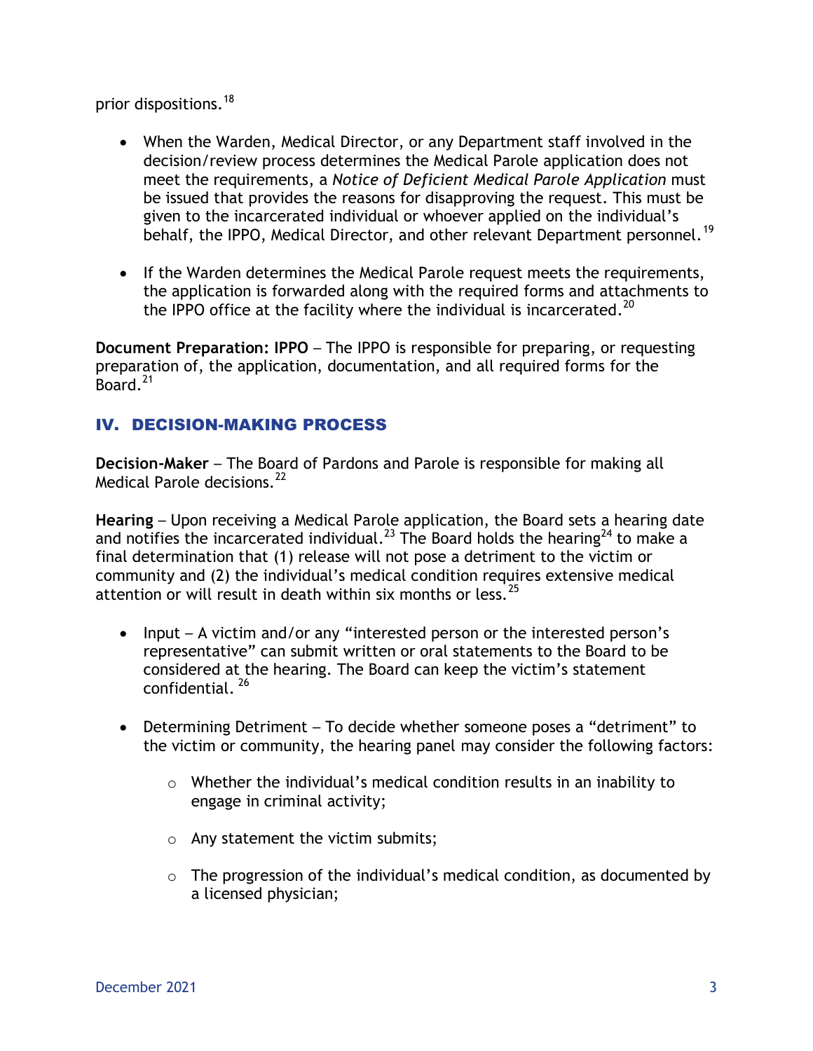prior dispositions.[18]

- When the Warden, Medical Director, or any Department staff involved in the decision/review process determines the Medical Parole application does not meet the requirements, a *Notice of Deficient Medical Parole Application* must be issued that provides the reasons for disapproving the request. This must be given to the incarcerated individual or whoever applied on the individual's behalf, the IPPO, Medical Director, and other relevant Department personnel.[19]

- If the Warden determines the Medical Parole request meets the requirements, the application is forwarded along with the required forms and attachments to the IPPO office at the facility where the individual is incarcerated.[20]

**Document Preparation: IPPO** – The IPPO is responsible for preparing, or requesting preparation of, the application, documentation, and all required forms for the Board.[21]

## IV. DECISION-MAKING PROCESS

**Decision-Maker** – The Board of Pardons and Parole is responsible for making all Medical Parole decisions.[22]

**Hearing** – Upon receiving a Medical Parole application, the Board sets a hearing date and notifies the incarcerated individual.[23] The Board holds the hearing[24] to make a final determination that (1) release will not pose a detriment to the victim or community and (2) the individual's medical condition requires extensive medical attention or will result in death within six months or less.[25]

- Input – A victim and/or any "interested person or the interested person's representative" can submit written or oral statements to the Board to be considered at the hearing. The Board can keep the victim's statement confidential. [26]

- Determining Detriment – To decide whether someone poses a "detriment" to the victim or community, the hearing panel may consider the following factors:

  - Whether the individual's medical condition results in an inability to engage in criminal activity;

  - Any statement the victim submits;

  - The progression of the individual's medical condition, as documented by a licensed physician;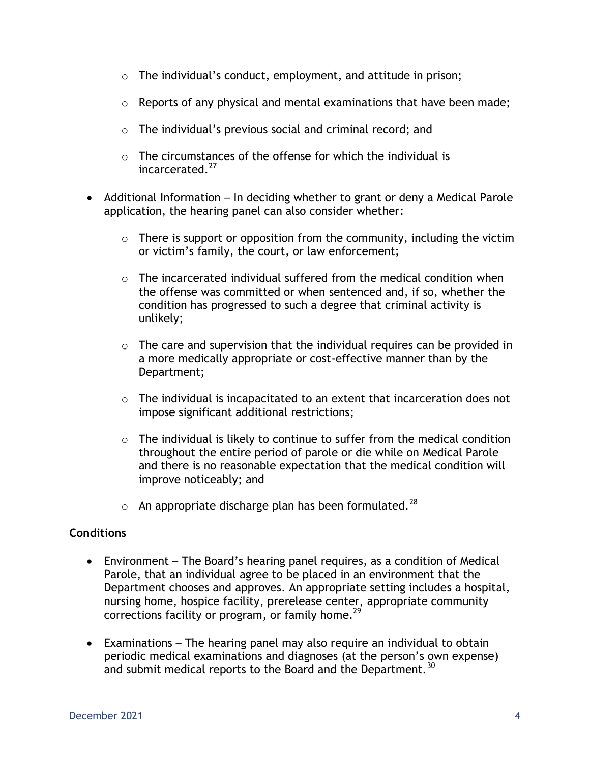- The individual's conduct, employment, and attitude in prison;
    - Reports of any physical and mental examinations that have been made;
    - The individual's previous social and criminal record; and
    - The circumstances of the offense for which the individual is incarcerated.[27]

- Additional Information – In deciding whether to grant or deny a Medical Parole application, the hearing panel can also consider whether:
    - There is support or opposition from the community, including the victim or victim's family, the court, or law enforcement;
    - The incarcerated individual suffered from the medical condition when the offense was committed or when sentenced and, if so, whether the condition has progressed to such a degree that criminal activity is unlikely;
    - The care and supervision that the individual requires can be provided in a more medically appropriate or cost-effective manner than by the Department;
    - The individual is incapacitated to an extent that incarceration does not impose significant additional restrictions;
    - The individual is likely to continue to suffer from the medical condition throughout the entire period of parole or die while on Medical Parole and there is no reasonable expectation that the medical condition will improve noticeably; and
    - An appropriate discharge plan has been formulated.[28]

**Conditions**

- Environment – The Board's hearing panel requires, as a condition of Medical Parole, that an individual agree to be placed in an environment that the Department chooses and approves. An appropriate setting includes a hospital, nursing home, hospice facility, prerelease center, appropriate community corrections facility or program, or family home.[29]

- Examinations – The hearing panel may also require an individual to obtain periodic medical examinations and diagnoses (at the person's own expense) and submit medical reports to the Board and the Department.[30]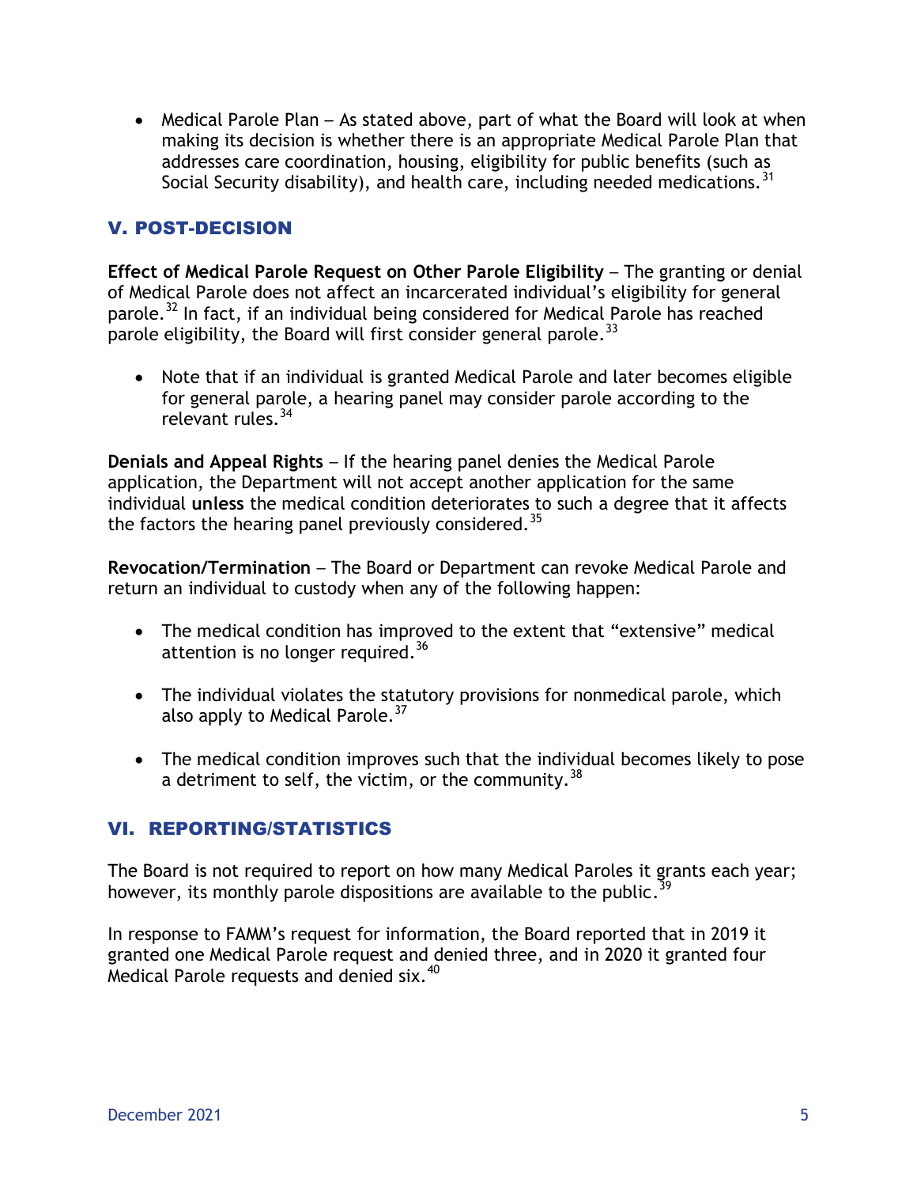- Medical Parole Plan – As stated above, part of what the Board will look at when making its decision is whether there is an appropriate Medical Parole Plan that addresses care coordination, housing, eligibility for public benefits (such as Social Security disability), and health care, including needed medications.[31]

## V. POST-DECISION

**Effect of Medical Parole Request on Other Parole Eligibility** – The granting or denial of Medical Parole does not affect an incarcerated individual's eligibility for general parole.[32] In fact, if an individual being considered for Medical Parole has reached parole eligibility, the Board will first consider general parole.[33]

- Note that if an individual is granted Medical Parole and later becomes eligible for general parole, a hearing panel may consider parole according to the relevant rules.[34]

**Denials and Appeal Rights** – If the hearing panel denies the Medical Parole application, the Department will not accept another application for the same individual **unless** the medical condition deteriorates to such a degree that it affects the factors the hearing panel previously considered.[35]

**Revocation/Termination** – The Board or Department can revoke Medical Parole and return an individual to custody when any of the following happen:

- The medical condition has improved to the extent that "extensive" medical attention is no longer required.[36]
- The individual violates the statutory provisions for nonmedical parole, which also apply to Medical Parole.[37]
- The medical condition improves such that the individual becomes likely to pose a detriment to self, the victim, or the community.[38]

## VI. REPORTING/STATISTICS

The Board is not required to report on how many Medical Paroles it grants each year; however, its monthly parole dispositions are available to the public.[39]

In response to FAMM's request for information, the Board reported that in 2019 it granted one Medical Parole request and denied three, and in 2020 it granted four Medical Parole requests and denied six.[40]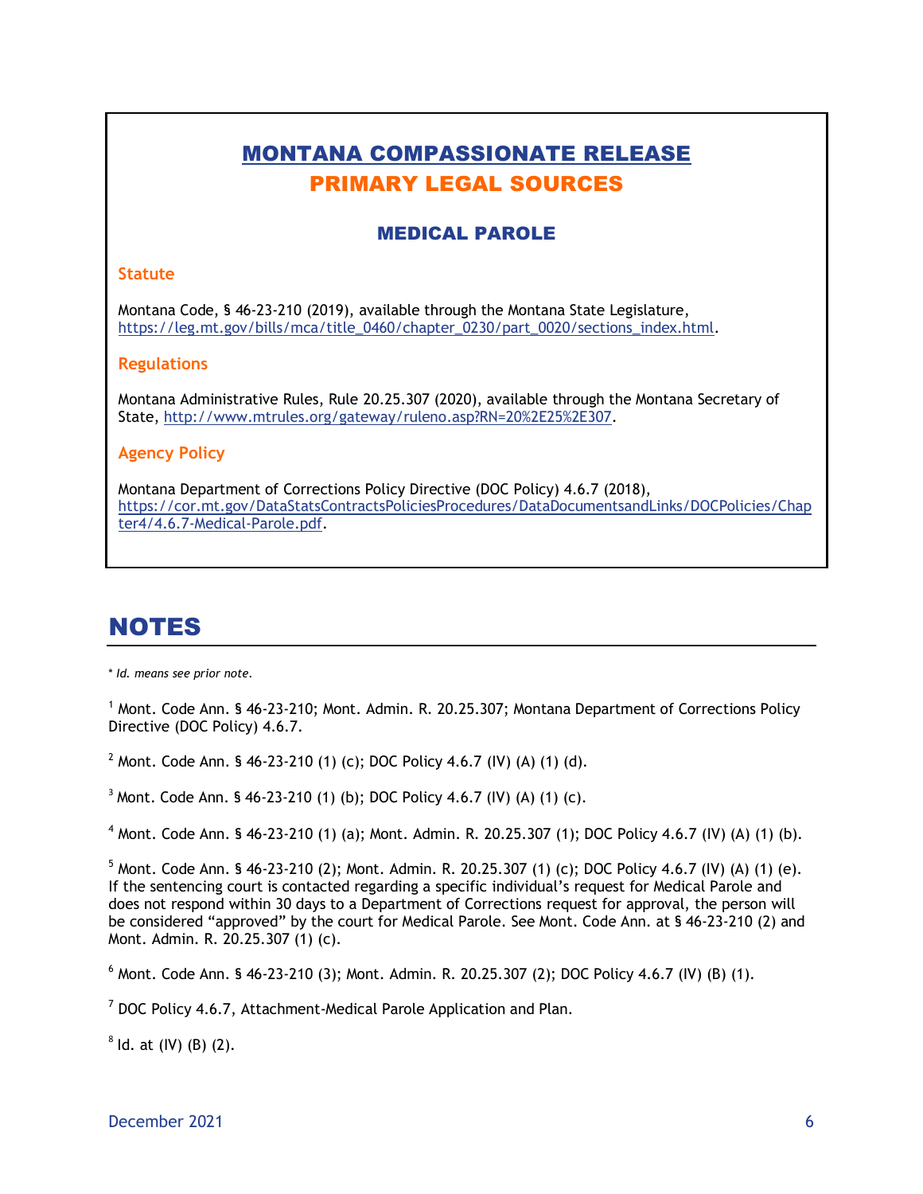# MONTANA COMPASSIONATE RELEASE

## PRIMARY LEGAL SOURCES

### MEDICAL PAROLE

**Statute**

Montana Code, § 46-23-210 (2019), available through the Montana State Legislature, https://leg.mt.gov/bills/mca/title_0460/chapter_0230/part_0020/sections_index.html.

**Regulations**

Montana Administrative Rules, Rule 20.25.307 (2020), available through the Montana Secretary of State, http://www.mtrules.org/gateway/ruleno.asp?RN=20%2E25%2E307.

**Agency Policy**

Montana Department of Corrections Policy Directive (DOC Policy) 4.6.7 (2018), https://cor.mt.gov/DataStatsContractsPoliciesProcedures/DataDocumentsandLinks/DOCPolicies/Chapter4/4.6.7-Medical-Parole.pdf.

# NOTES

\* *Id. means see prior note.*

[1] Mont. Code Ann. § 46-23-210; Mont. Admin. R. 20.25.307; Montana Department of Corrections Policy Directive (DOC Policy) 4.6.7.

[2] Mont. Code Ann. § 46-23-210 (1) (c); DOC Policy 4.6.7 (IV) (A) (1) (d).

[3] Mont. Code Ann. § 46-23-210 (1) (b); DOC Policy 4.6.7 (IV) (A) (1) (c).

[4] Mont. Code Ann. § 46-23-210 (1) (a); Mont. Admin. R. 20.25.307 (1); DOC Policy 4.6.7 (IV) (A) (1) (b).

[5] Mont. Code Ann. § 46-23-210 (2); Mont. Admin. R. 20.25.307 (1) (c); DOC Policy 4.6.7 (IV) (A) (1) (e). If the sentencing court is contacted regarding a specific individual's request for Medical Parole and does not respond within 30 days to a Department of Corrections request for approval, the person will be considered "approved" by the court for Medical Parole. See Mont. Code Ann. at § 46-23-210 (2) and Mont. Admin. R. 20.25.307 (1) (c).

[6] Mont. Code Ann. § 46-23-210 (3); Mont. Admin. R. 20.25.307 (2); DOC Policy 4.6.7 (IV) (B) (1).

[7] DOC Policy 4.6.7, Attachment-Medical Parole Application and Plan.

[8] Id. at (IV) (B) (2).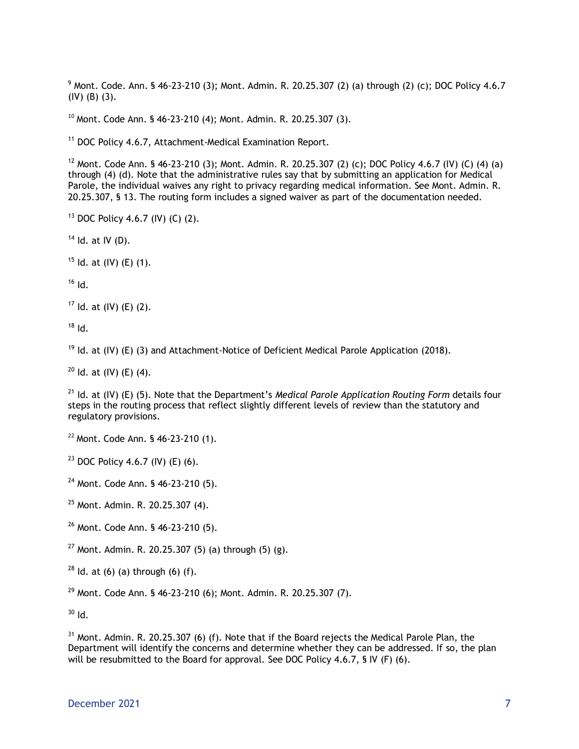[9] Mont. Code. Ann. § 46-23-210 (3); Mont. Admin. R. 20.25.307 (2) (a) through (2) (c); DOC Policy 4.6.7 (IV) (B) (3).

[10] Mont. Code Ann. § 46-23-210 (4); Mont. Admin. R. 20.25.307 (3).

[11] DOC Policy 4.6.7, Attachment-Medical Examination Report.

[12] Mont. Code Ann. § 46-23-210 (3); Mont. Admin. R. 20.25.307 (2) (c); DOC Policy 4.6.7 (IV) (C) (4) (a) through (4) (d). Note that the administrative rules say that by submitting an application for Medical Parole, the individual waives any right to privacy regarding medical information. See Mont. Admin. R. 20.25.307, § 13. The routing form includes a signed waiver as part of the documentation needed.

[13] DOC Policy 4.6.7 (IV) (C) (2).

[14] Id. at IV (D).

[15] Id. at (IV) (E) (1).

[16] Id.

[17] Id. at (IV) (E) (2).

[18] Id.

[19] Id. at (IV) (E) (3) and Attachment-Notice of Deficient Medical Parole Application (2018).

[20] Id. at (IV) (E) (4).

[21] Id. at (IV) (E) (5). Note that the Department's *Medical Parole Application Routing Form* details four steps in the routing process that reflect slightly different levels of review than the statutory and regulatory provisions.

[22] Mont. Code Ann. § 46-23-210 (1).

[23] DOC Policy 4.6.7 (IV) (E) (6).

[24] Mont. Code Ann. § 46-23-210 (5).

[25] Mont. Admin. R. 20.25.307 (4).

[26] Mont. Code Ann. § 46-23-210 (5).

[27] Mont. Admin. R. 20.25.307 (5) (a) through (5) (g).

[28] Id. at (6) (a) through (6) (f).

[29] Mont. Code Ann. § 46-23-210 (6); Mont. Admin. R. 20.25.307 (7).

[30] Id.

[31] Mont. Admin. R. 20.25.307 (6) (f). Note that if the Board rejects the Medical Parole Plan, the Department will identify the concerns and determine whether they can be addressed. If so, the plan will be resubmitted to the Board for approval. See DOC Policy 4.6.7, § IV (F) (6).

December 2021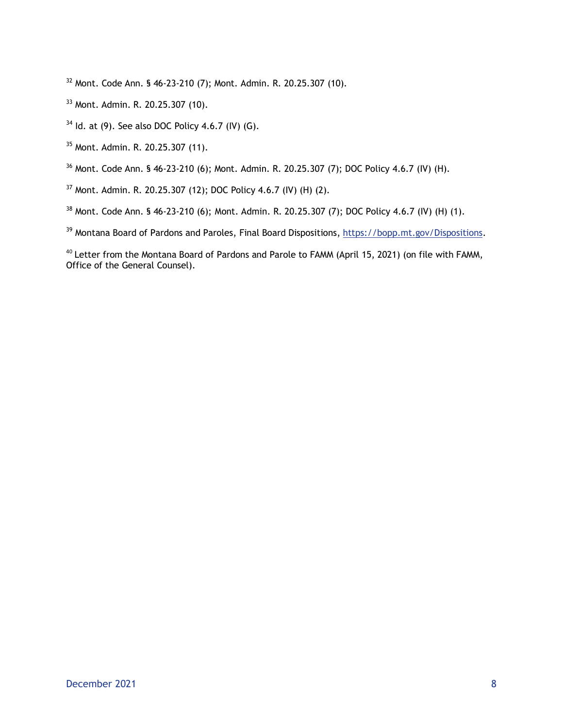[32] Mont. Code Ann. § 46-23-210 (7); Mont. Admin. R. 20.25.307 (10).

[33] Mont. Admin. R. 20.25.307 (10).

[34] Id. at (9). See also DOC Policy 4.6.7 (IV) (G).

[35] Mont. Admin. R. 20.25.307 (11).

[36] Mont. Code Ann. § 46-23-210 (6); Mont. Admin. R. 20.25.307 (7); DOC Policy 4.6.7 (IV) (H).

[37] Mont. Admin. R. 20.25.307 (12); DOC Policy 4.6.7 (IV) (H) (2).

[38] Mont. Code Ann. § 46-23-210 (6); Mont. Admin. R. 20.25.307 (7); DOC Policy 4.6.7 (IV) (H) (1).

[39] Montana Board of Pardons and Paroles, Final Board Dispositions, https://bopp.mt.gov/Dispositions.

[40] Letter from the Montana Board of Pardons and Parole to FAMM (April 15, 2021) (on file with FAMM, Office of the General Counsel).